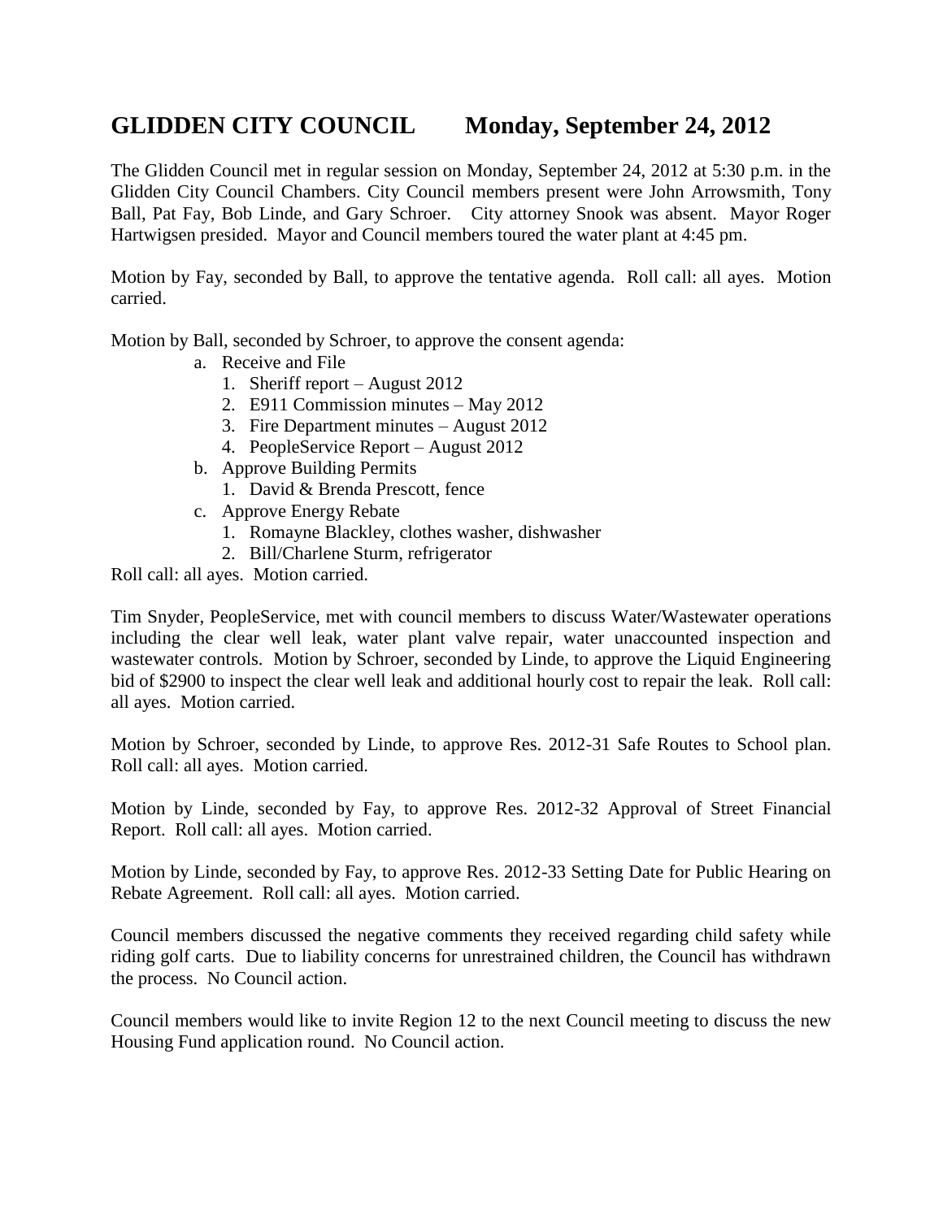# GLIDDEN CITY COUNCIL Monday, September 24, 2012

The Glidden Council met in regular session on Monday, September 24, 2012 at 5:30 p.m. in the Glidden City Council Chambers. City Council members present were John Arrowsmith, Tony Ball, Pat Fay, Bob Linde, and Gary Schroer. City attorney Snook was absent. Mayor Roger Hartwigsen presided. Mayor and Council members toured the water plant at 4:45 pm.

Motion by Fay, seconded by Ball, to approve the tentative agenda. Roll call: all ayes. Motion carried.

Motion by Ball, seconded by Schroer, to approve the consent agenda:

- a. Receive and File
  1. Sheriff report – August 2012
  2. E911 Commission minutes – May 2012
  3. Fire Department minutes – August 2012
  4. PeopleService Report – August 2012
- b. Approve Building Permits
  1. David & Brenda Prescott, fence
- c. Approve Energy Rebate
  1. Romayne Blackley, clothes washer, dishwasher
  2. Bill/Charlene Sturm, refrigerator

Roll call: all ayes. Motion carried.

Tim Snyder, PeopleService, met with council members to discuss Water/Wastewater operations including the clear well leak, water plant valve repair, water unaccounted inspection and wastewater controls. Motion by Schroer, seconded by Linde, to approve the Liquid Engineering bid of $2900 to inspect the clear well leak and additional hourly cost to repair the leak. Roll call: all ayes. Motion carried.

Motion by Schroer, seconded by Linde, to approve Res. 2012-31 Safe Routes to School plan. Roll call: all ayes. Motion carried.

Motion by Linde, seconded by Fay, to approve Res. 2012-32 Approval of Street Financial Report. Roll call: all ayes. Motion carried.

Motion by Linde, seconded by Fay, to approve Res. 2012-33 Setting Date for Public Hearing on Rebate Agreement. Roll call: all ayes. Motion carried.

Council members discussed the negative comments they received regarding child safety while riding golf carts. Due to liability concerns for unrestrained children, the Council has withdrawn the process. No Council action.

Council members would like to invite Region 12 to the next Council meeting to discuss the new Housing Fund application round. No Council action.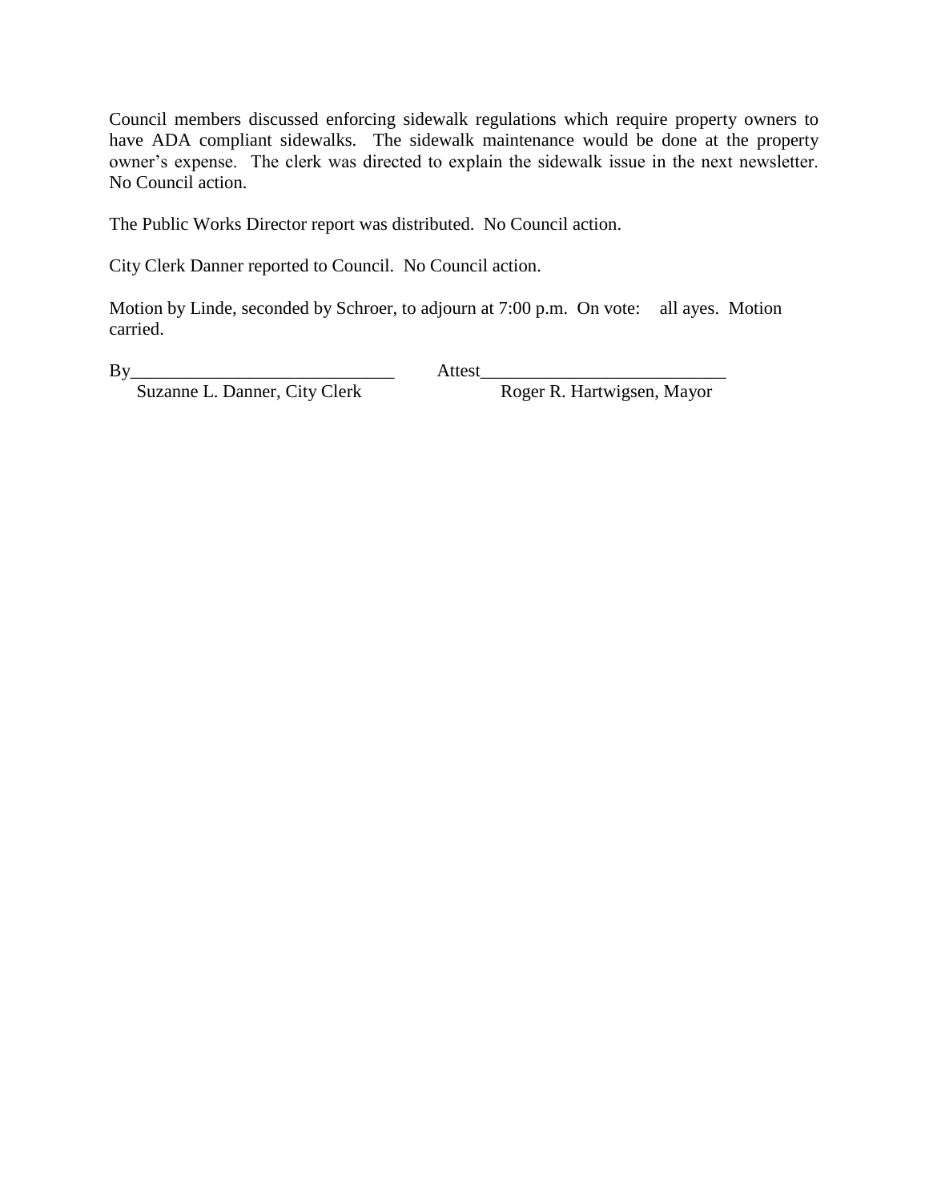Council members discussed enforcing sidewalk regulations which require property owners to have ADA compliant sidewalks. The sidewalk maintenance would be done at the property owner's expense. The clerk was directed to explain the sidewalk issue in the next newsletter. No Council action.

The Public Works Director report was distributed. No Council action.

City Clerk Danner reported to Council. No Council action.

Motion by Linde, seconded by Schroer, to adjourn at 7:00 p.m. On vote: all ayes. Motion carried.

By_____________________________ Attest___________________________

Suzanne L. Danner, City Clerk Roger R. Hartwigsen, Mayor